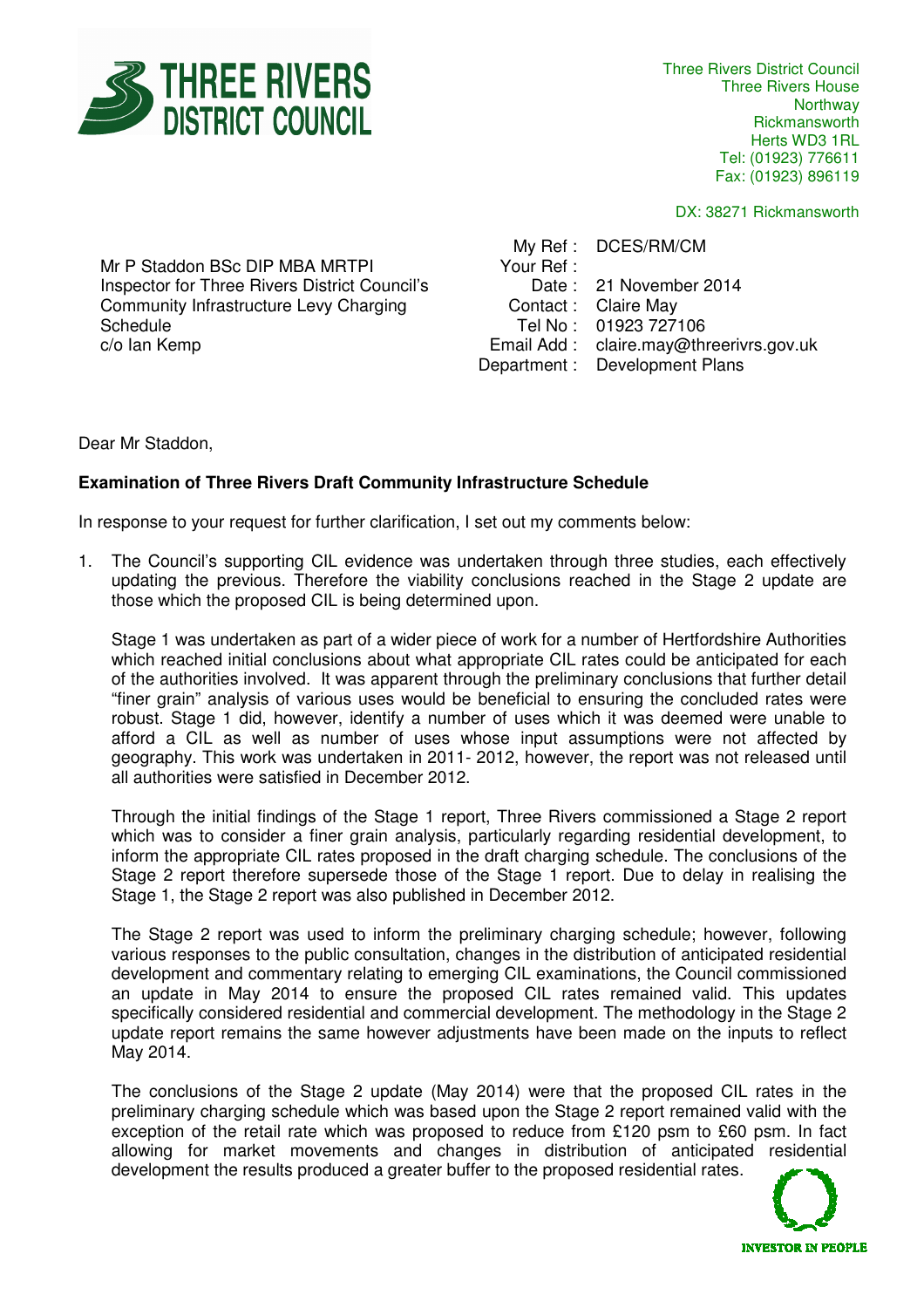THREE RIVERS DISTRICT COUNCIL

Three Rivers District Council
Three Rivers House
Northway
Rickmansworth
Herts WD3 1RL
Tel: (01923) 776611
Fax: (01923) 896119

DX: 38271 Rickmansworth

Mr P Staddon BSc DIP MBA MRTPI
Inspector for Three Rivers District Council's Community Infrastructure Levy Charging Schedule
c/o Ian Kemp

My Ref : DCES/RM/CM
Your Ref :
Date : 21 November 2014
Contact : Claire May
Tel No : 01923 727106
Email Add : claire.may@threerivrs.gov.uk
Department : Development Plans

Dear Mr Staddon,

**Examination of Three Rivers Draft Community Infrastructure Schedule**

In response to your request for further clarification, I set out my comments below:

1. The Council's supporting CIL evidence was undertaken through three studies, each effectively updating the previous. Therefore the viability conclusions reached in the Stage 2 update are those which the proposed CIL is being determined upon.

   Stage 1 was undertaken as part of a wider piece of work for a number of Hertfordshire Authorities which reached initial conclusions about what appropriate CIL rates could be anticipated for each of the authorities involved. It was apparent through the preliminary conclusions that further detail "finer grain" analysis of various uses would be beneficial to ensuring the concluded rates were robust. Stage 1 did, however, identify a number of uses which it was deemed were unable to afford a CIL as well as number of uses whose input assumptions were not affected by geography. This work was undertaken in 2011- 2012, however, the report was not released until all authorities were satisfied in December 2012.

   Through the initial findings of the Stage 1 report, Three Rivers commissioned a Stage 2 report which was to consider a finer grain analysis, particularly regarding residential development, to inform the appropriate CIL rates proposed in the draft charging schedule. The conclusions of the Stage 2 report therefore supersede those of the Stage 1 report. Due to delay in realising the Stage 1, the Stage 2 report was also published in December 2012.

   The Stage 2 report was used to inform the preliminary charging schedule; however, following various responses to the public consultation, changes in the distribution of anticipated residential development and commentary relating to emerging CIL examinations, the Council commissioned an update in May 2014 to ensure the proposed CIL rates remained valid. This updates specifically considered residential and commercial development. The methodology in the Stage 2 update report remains the same however adjustments have been made on the inputs to reflect May 2014.

   The conclusions of the Stage 2 update (May 2014) were that the proposed CIL rates in the preliminary charging schedule which was based upon the Stage 2 report remained valid with the exception of the retail rate which was proposed to reduce from £120 psm to £60 psm. In fact allowing for market movements and changes in distribution of anticipated residential development the results produced a greater buffer to the proposed residential rates.

INVESTOR IN PEOPLE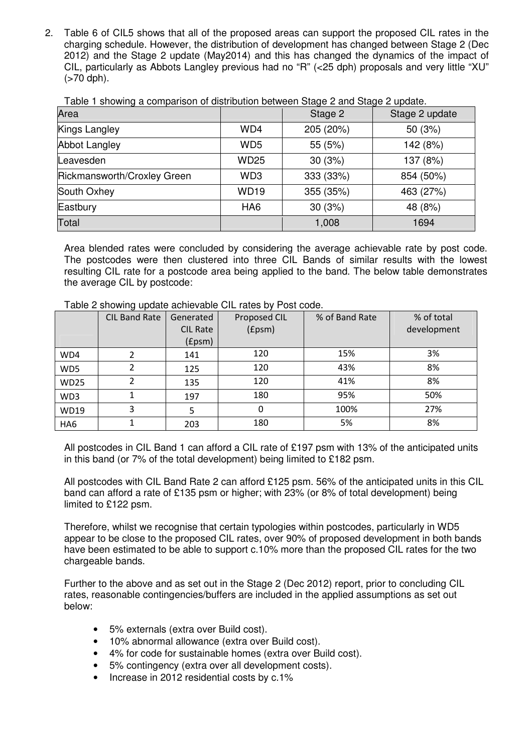2. Table 6 of CIL5 shows that all of the proposed areas can support the proposed CIL rates in the charging schedule. However, the distribution of development has changed between Stage 2 (Dec 2012) and the Stage 2 update (May2014) and this has changed the dynamics of the impact of CIL, particularly as Abbots Langley previous had no "R" (<25 dph) proposals and very little "XU" (>70 dph).

Table 1 showing a comparison of distribution between Stage 2 and Stage 2 update.

| Area | | Stage 2 | Stage 2 update |
|---|---|---|---|
| Kings Langley | WD4 | 205 (20%) | 50 (3%) |
| Abbot Langley | WD5 | 55 (5%) | 142 (8%) |
| Leavesden | WD25 | 30 (3%) | 137 (8%) |
| Rickmansworth/Croxley Green | WD3 | 333 (33%) | 854 (50%) |
| South Oxhey | WD19 | 355 (35%) | 463 (27%) |
| Eastbury | HA6 | 30 (3%) | 48 (8%) |
| Total | | 1,008 | 1694 |

Area blended rates were concluded by considering the average achievable rate by post code. The postcodes were then clustered into three CIL Bands of similar results with the lowest resulting CIL rate for a postcode area being applied to the band. The below table demonstrates the average CIL by postcode:

Table 2 showing update achievable CIL rates by Post code.

| | CIL Band Rate | Generated CIL Rate (£psm) | Proposed CIL (£psm) | % of Band Rate | % of total development |
|---|---|---|---|---|---|
| WD4 | 2 | 141 | 120 | 15% | 3% |
| WD5 | 2 | 125 | 120 | 43% | 8% |
| WD25 | 2 | 135 | 120 | 41% | 8% |
| WD3 | 1 | 197 | 180 | 95% | 50% |
| WD19 | 3 | 5 | 0 | 100% | 27% |
| HA6 | 1 | 203 | 180 | 5% | 8% |

All postcodes in CIL Band 1 can afford a CIL rate of £197 psm with 13% of the anticipated units in this band (or 7% of the total development) being limited to £182 psm.

All postcodes with CIL Band Rate 2 can afford £125 psm. 56% of the anticipated units in this CIL band can afford a rate of £135 psm or higher; with 23% (or 8% of total development) being limited to £122 psm.

Therefore, whilst we recognise that certain typologies within postcodes, particularly in WD5 appear to be close to the proposed CIL rates, over 90% of proposed development in both bands have been estimated to be able to support c.10% more than the proposed CIL rates for the two chargeable bands.

Further to the above and as set out in the Stage 2 (Dec 2012) report, prior to concluding CIL rates, reasonable contingencies/buffers are included in the applied assumptions as set out below:

- 5% externals (extra over Build cost).
- 10% abnormal allowance (extra over Build cost).
- 4% for code for sustainable homes (extra over Build cost).
- 5% contingency (extra over all development costs).
- Increase in 2012 residential costs by c.1%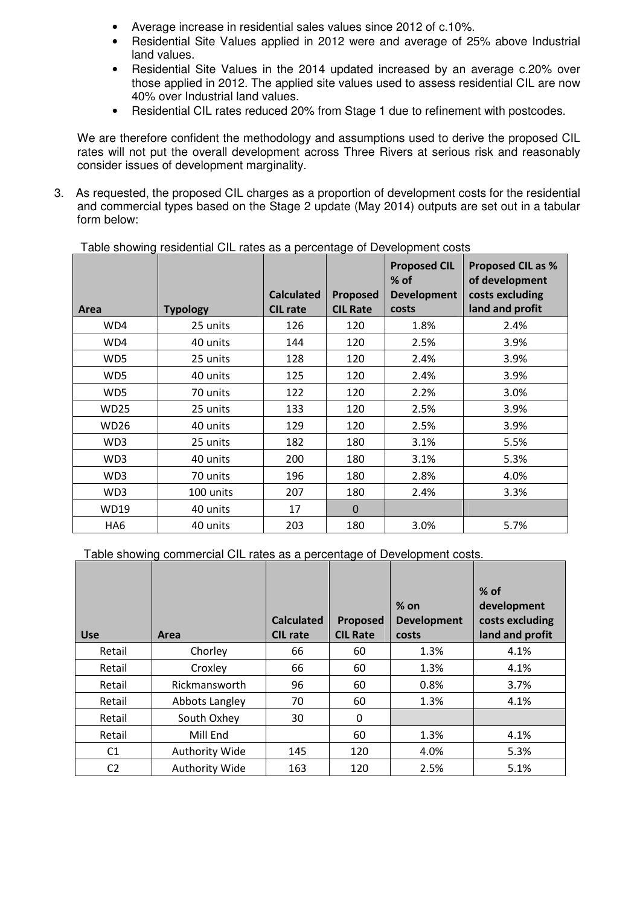- Average increase in residential sales values since 2012 of c.10%.
- Residential Site Values applied in 2012 were and average of 25% above Industrial land values.
- Residential Site Values in the 2014 updated increased by an average c.20% over those applied in 2012. The applied site values used to assess residential CIL are now 40% over Industrial land values.
- Residential CIL rates reduced 20% from Stage 1 due to refinement with postcodes.

We are therefore confident the methodology and assumptions used to derive the proposed CIL rates will not put the overall development across Three Rivers at serious risk and reasonably consider issues of development marginality.

3. As requested, the proposed CIL charges as a proportion of development costs for the residential and commercial types based on the Stage 2 update (May 2014) outputs are set out in a tabular form below:

Table showing residential CIL rates as a percentage of Development costs

| Area | Typology | Calculated CIL rate | Proposed CIL Rate | Proposed CIL % of Development costs | Proposed CIL as % of development costs excluding land and profit |
|---|---|---|---|---|---|
| WD4 | 25 units | 126 | 120 | 1.8% | 2.4% |
| WD4 | 40 units | 144 | 120 | 2.5% | 3.9% |
| WD5 | 25 units | 128 | 120 | 2.4% | 3.9% |
| WD5 | 40 units | 125 | 120 | 2.4% | 3.9% |
| WD5 | 70 units | 122 | 120 | 2.2% | 3.0% |
| WD25 | 25 units | 133 | 120 | 2.5% | 3.9% |
| WD26 | 40 units | 129 | 120 | 2.5% | 3.9% |
| WD3 | 25 units | 182 | 180 | 3.1% | 5.5% |
| WD3 | 40 units | 200 | 180 | 3.1% | 5.3% |
| WD3 | 70 units | 196 | 180 | 2.8% | 4.0% |
| WD3 | 100 units | 207 | 180 | 2.4% | 3.3% |
| WD19 | 40 units | 17 | 0 | | |
| HA6 | 40 units | 203 | 180 | 3.0% | 5.7% |

Table showing commercial CIL rates as a percentage of Development costs.

| Use | Area | Calculated CIL rate | Proposed CIL Rate | % on Development costs | % of development costs excluding land and profit |
|---|---|---|---|---|---|
| Retail | Chorley | 66 | 60 | 1.3% | 4.1% |
| Retail | Croxley | 66 | 60 | 1.3% | 4.1% |
| Retail | Rickmansworth | 96 | 60 | 0.8% | 3.7% |
| Retail | Abbots Langley | 70 | 60 | 1.3% | 4.1% |
| Retail | South Oxhey | 30 | 0 | | |
| Retail | Mill End | | 60 | 1.3% | 4.1% |
| C1 | Authority Wide | 145 | 120 | 4.0% | 5.3% |
| C2 | Authority Wide | 163 | 120 | 2.5% | 5.1% |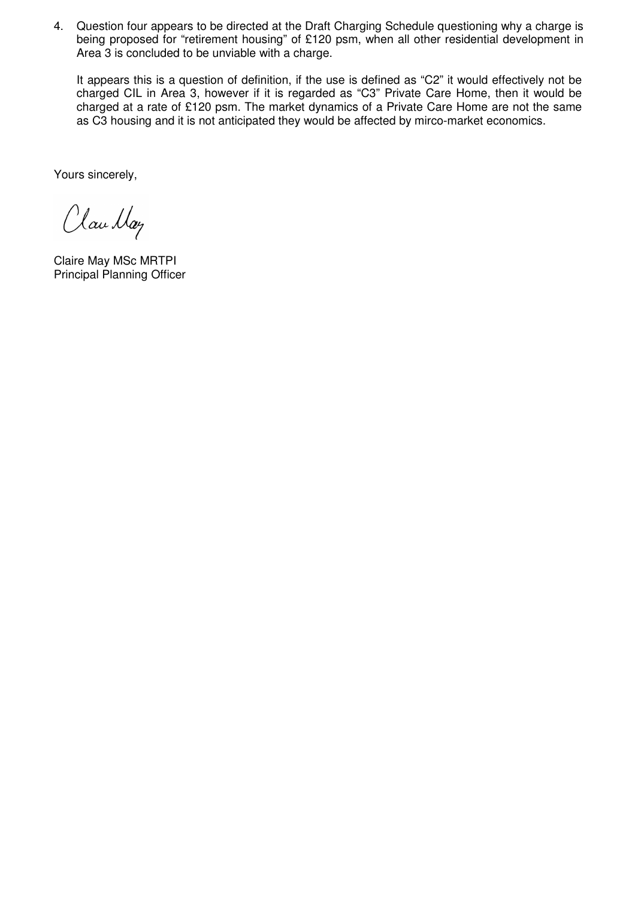4. Question four appears to be directed at the Draft Charging Schedule questioning why a charge is being proposed for "retirement housing" of £120 psm, when all other residential development in Area 3 is concluded to be unviable with a charge.

   It appears this is a question of definition, if the use is defined as "C2" it would effectively not be charged CIL in Area 3, however if it is regarded as "C3" Private Care Home, then it would be charged at a rate of £120 psm. The market dynamics of a Private Care Home are not the same as C3 housing and it is not anticipated they would be affected by mirco-market economics.

Yours sincerely,

Claire May MSc MRTPI
Principal Planning Officer